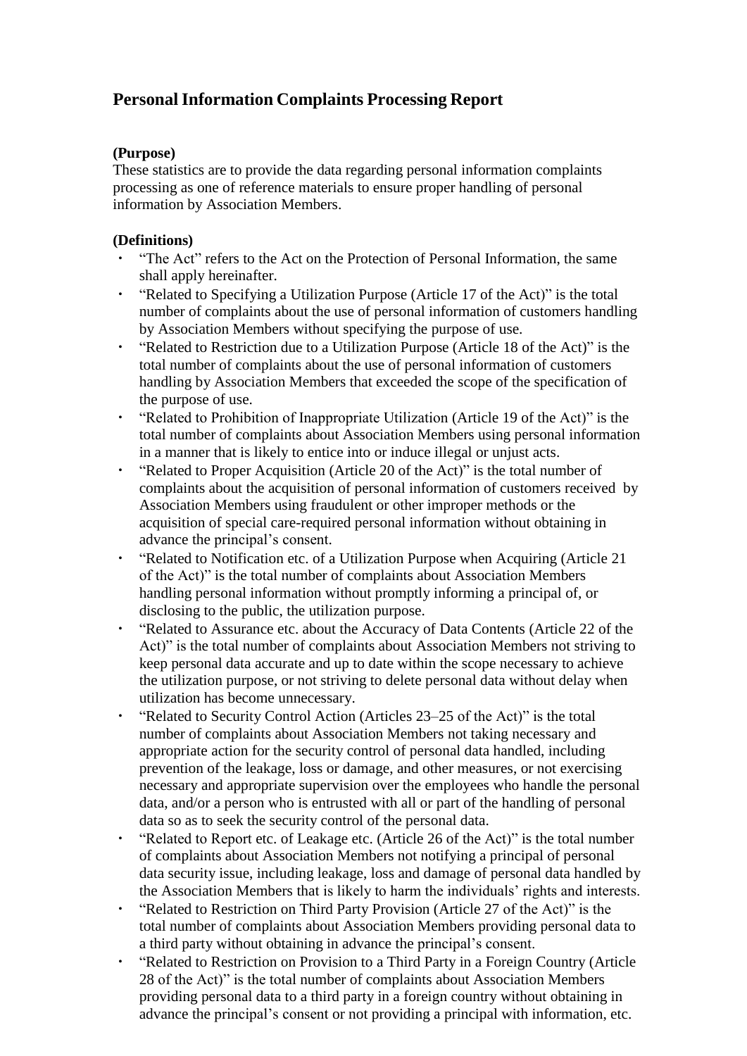# Personal Information Complaints Processing Report

**(Purpose)**

These statistics are to provide the data regarding personal information complaints processing as one of reference materials to ensure proper handling of personal information by Association Members.

**(Definitions)**

- "The Act" refers to the Act on the Protection of Personal Information, the same shall apply hereinafter.
- "Related to Specifying a Utilization Purpose (Article 17 of the Act)" is the total number of complaints about the use of personal information of customers handling by Association Members without specifying the purpose of use.
- "Related to Restriction due to a Utilization Purpose (Article 18 of the Act)" is the total number of complaints about the use of personal information of customers handling by Association Members that exceeded the scope of the specification of the purpose of use.
- "Related to Prohibition of Inappropriate Utilization (Article 19 of the Act)" is the total number of complaints about Association Members using personal information in a manner that is likely to entice into or induce illegal or unjust acts.
- "Related to Proper Acquisition (Article 20 of the Act)" is the total number of complaints about the acquisition of personal information of customers received by Association Members using fraudulent or other improper methods or the acquisition of special care-required personal information without obtaining in advance the principal's consent.
- "Related to Notification etc. of a Utilization Purpose when Acquiring (Article 21 of the Act)" is the total number of complaints about Association Members handling personal information without promptly informing a principal of, or disclosing to the public, the utilization purpose.
- "Related to Assurance etc. about the Accuracy of Data Contents (Article 22 of the Act)" is the total number of complaints about Association Members not striving to keep personal data accurate and up to date within the scope necessary to achieve the utilization purpose, or not striving to delete personal data without delay when utilization has become unnecessary.
- "Related to Security Control Action (Articles 23–25 of the Act)" is the total number of complaints about Association Members not taking necessary and appropriate action for the security control of personal data handled, including prevention of the leakage, loss or damage, and other measures, or not exercising necessary and appropriate supervision over the employees who handle the personal data, and/or a person who is entrusted with all or part of the handling of personal data so as to seek the security control of the personal data.
- "Related to Report etc. of Leakage etc. (Article 26 of the Act)" is the total number of complaints about Association Members not notifying a principal of personal data security issue, including leakage, loss and damage of personal data handled by the Association Members that is likely to harm the individuals' rights and interests.
- "Related to Restriction on Third Party Provision (Article 27 of the Act)" is the total number of complaints about Association Members providing personal data to a third party without obtaining in advance the principal's consent.
- "Related to Restriction on Provision to a Third Party in a Foreign Country (Article 28 of the Act)" is the total number of complaints about Association Members providing personal data to a third party in a foreign country without obtaining in advance the principal's consent or not providing a principal with information, etc.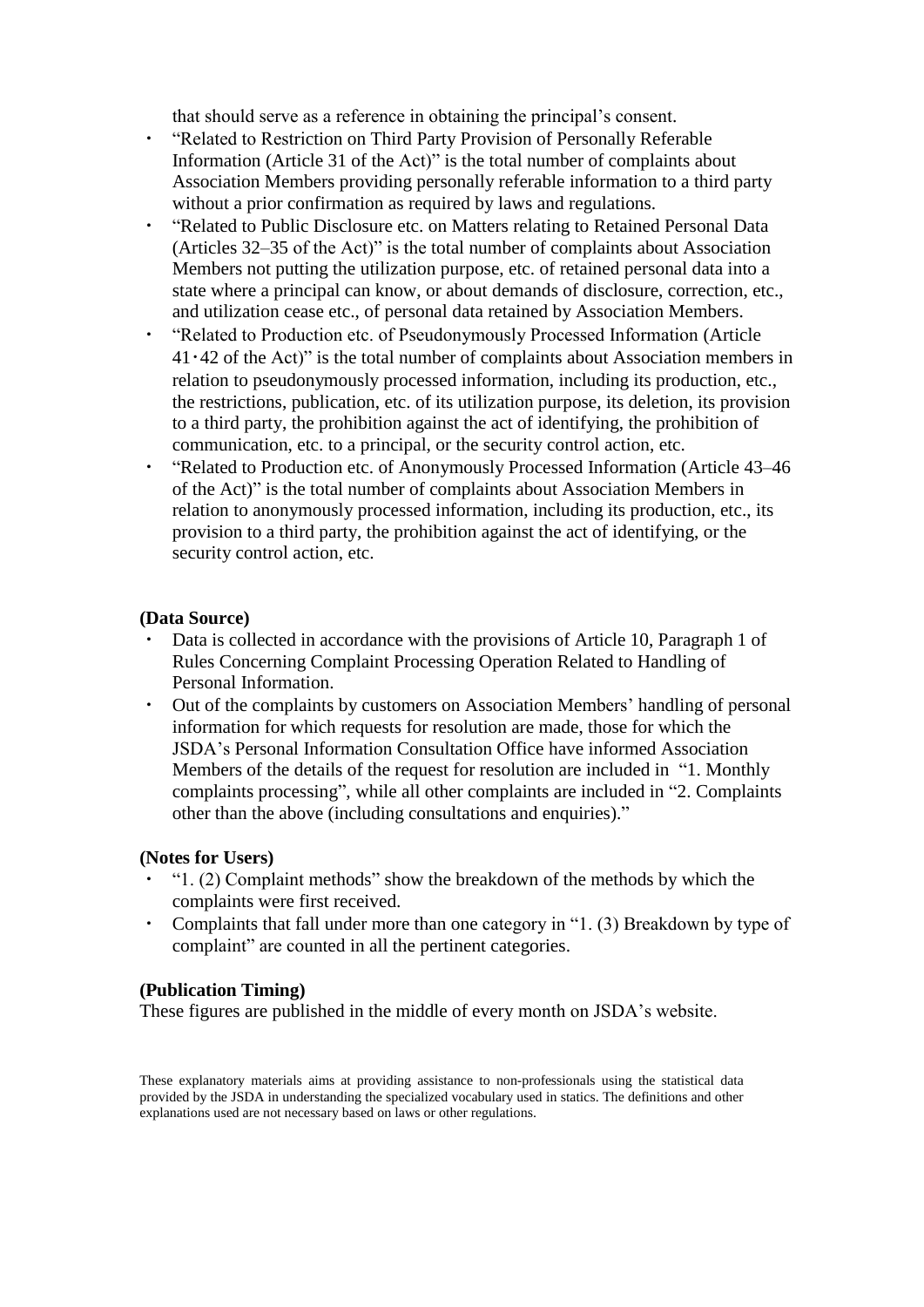that should serve as a reference in obtaining the principal's consent.

- "Related to Restriction on Third Party Provision of Personally Referable Information (Article 31 of the Act)" is the total number of complaints about Association Members providing personally referable information to a third party without a prior confirmation as required by laws and regulations.
- "Related to Public Disclosure etc. on Matters relating to Retained Personal Data (Articles 32–35 of the Act)" is the total number of complaints about Association Members not putting the utilization purpose, etc. of retained personal data into a state where a principal can know, or about demands of disclosure, correction, etc., and utilization cease etc., of personal data retained by Association Members.
- "Related to Production etc. of Pseudonymously Processed Information (Article 41･42 of the Act)" is the total number of complaints about Association members in relation to pseudonymously processed information, including its production, etc., the restrictions, publication, etc. of its utilization purpose, its deletion, its provision to a third party, the prohibition against the act of identifying, the prohibition of communication, etc. to a principal, or the security control action, etc.
- "Related to Production etc. of Anonymously Processed Information (Article 43–46 of the Act)" is the total number of complaints about Association Members in relation to anonymously processed information, including its production, etc., its provision to a third party, the prohibition against the act of identifying, or the security control action, etc.

**(Data Source)**

- Data is collected in accordance with the provisions of Article 10, Paragraph 1 of Rules Concerning Complaint Processing Operation Related to Handling of Personal Information.
- Out of the complaints by customers on Association Members' handling of personal information for which requests for resolution are made, those for which the JSDA's Personal Information Consultation Office have informed Association Members of the details of the request for resolution are included in "1. Monthly complaints processing", while all other complaints are included in "2. Complaints other than the above (including consultations and enquiries)."

**(Notes for Users)**

- "1. (2) Complaint methods" show the breakdown of the methods by which the complaints were first received.
- Complaints that fall under more than one category in "1. (3) Breakdown by type of complaint" are counted in all the pertinent categories.

**(Publication Timing)**

These figures are published in the middle of every month on JSDA's website.

These explanatory materials aims at providing assistance to non-professionals using the statistical data provided by the JSDA in understanding the specialized vocabulary used in statics. The definitions and other explanations used are not necessary based on laws or other regulations.